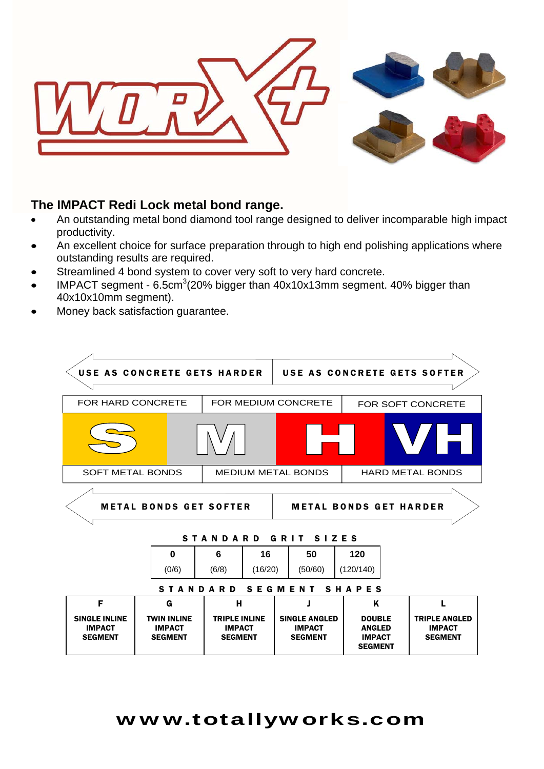## The IMPACT Redi Lock metal bond range.

- An outstanding metal bond diamond tool range designed to deliver incomparable high impact productivity.
- An excellent choice for surface preparation through to high end polishing applications where outstanding results are required.
- Streamlined 4 bond system to cover very soft to very hard concrete.
- IMPACT segment - 6.5cm$^3$(20% bigger than 40x10x13mm segment. 40% bigger than 40x10x10mm segment).
- Money back satisfaction guarantee.

| USE AS CONCRETE GETS HARDER | | USE AS CONCRETE GETS SOFTER | |
|---|---|---|---|
| FOR HARD CONCRETE | | FOR MEDIUM CONCRETE | FOR SOFT CONCRETE |
| S | M | H | VH |
| SOFT METAL BONDS | | MEDIUM METAL BONDS | HARD METAL BONDS |
| METAL BONDS GET SOFTER | | METAL BONDS GET HARDER | |

**STANDARD GRIT SIZES**

| 0 | 6 | 16 | 50 | 120 |
|---|---|---|---|---|
| (0/6) | (6/8) | (16/20) | (50/60) | (120/140) |

**STANDARD SEGMENT SHAPES**

| F | G | H | J | K | L |
|---|---|---|---|---|---|
| SINGLE INLINE IMPACT SEGMENT | TWIN INLINE IMPACT SEGMENT | TRIPLE INLINE IMPACT SEGMENT | SINGLE ANGLED IMPACT SEGMENT | DOUBLE ANGLED IMPACT SEGMENT | TRIPLE ANGLED IMPACT SEGMENT |

**www.totallyworks.com**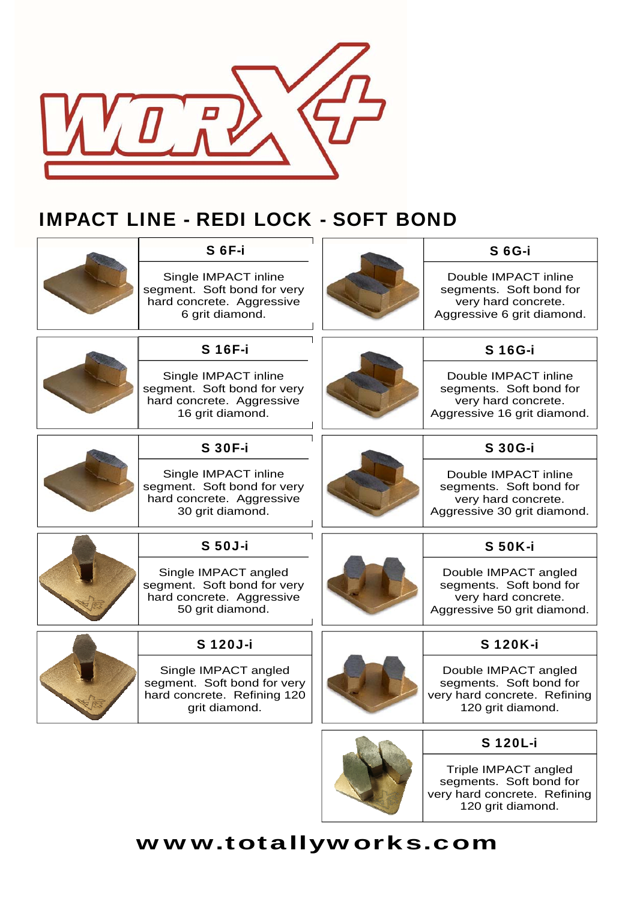# IMPACT LINE - REDI LOCK - SOFT BOND

| Product | Description |
|---|---|
| **S 6F-i** | Single IMPACT inline segment. Soft bond for very hard concrete. Aggressive 6 grit diamond. |
| **S 6G-i** | Double IMPACT inline segments. Soft bond for very hard concrete. Aggressive 6 grit diamond. |
| **S 16F-i** | Single IMPACT inline segment. Soft bond for very hard concrete. Aggressive 16 grit diamond. |
| **S 16G-i** | Double IMPACT inline segments. Soft bond for very hard concrete. Aggressive 16 grit diamond. |
| **S 30F-i** | Single IMPACT inline segment. Soft bond for very hard concrete. Aggressive 30 grit diamond. |
| **S 30G-i** | Double IMPACT inline segments. Soft bond for very hard concrete. Aggressive 30 grit diamond. |
| **S 50J-i** | Single IMPACT angled segment. Soft bond for very hard concrete. Aggressive 50 grit diamond. |
| **S 50K-i** | Double IMPACT angled segments. Soft bond for very hard concrete. Aggressive 50 grit diamond. |
| **S 120J-i** | Single IMPACT angled segment. Soft bond for very hard concrete. Refining 120 grit diamond. |
| **S 120K-i** | Double IMPACT angled segments. Soft bond for very hard concrete. Refining 120 grit diamond. |
| **S 120L-i** | Triple IMPACT angled segments. Soft bond for very hard concrete. Refining 120 grit diamond. |

**www.totallyworks.com**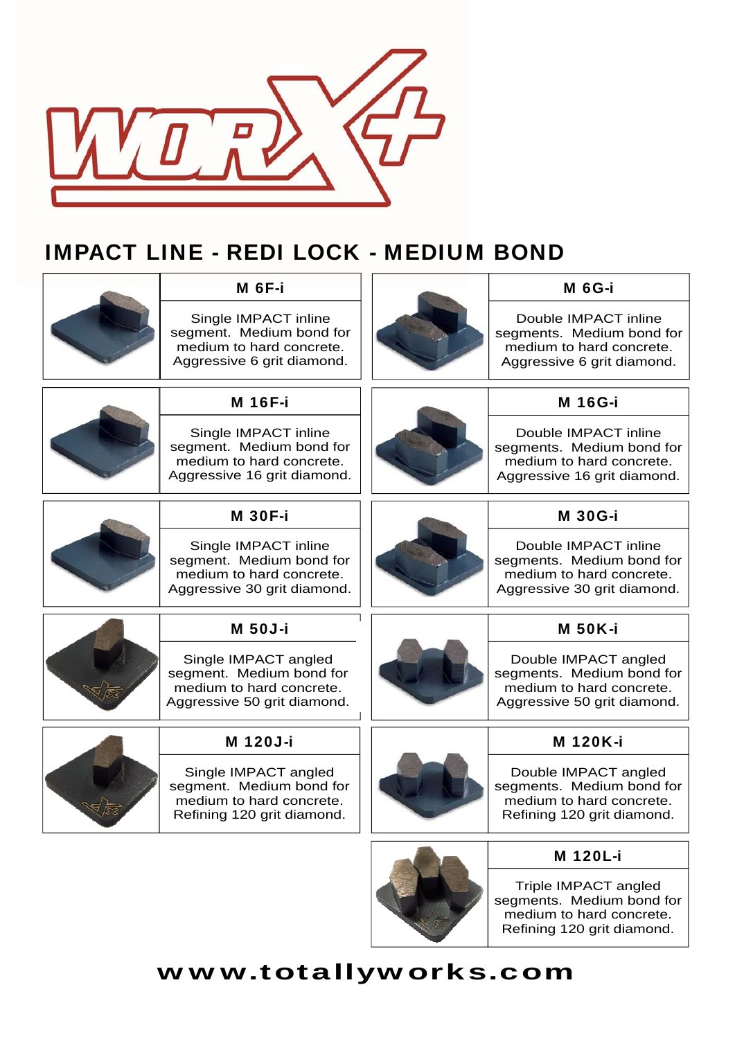# IMPACT LINE - REDI LOCK - MEDIUM BOND

| Product | Description |
| --- | --- |
| M 6F-i | Single IMPACT inline segment. Medium bond for medium to hard concrete. Aggressive 6 grit diamond. |
| M 6G-i | Double IMPACT inline segments. Medium bond for medium to hard concrete. Aggressive 6 grit diamond. |
| M 16F-i | Single IMPACT inline segment. Medium bond for medium to hard concrete. Aggressive 16 grit diamond. |
| M 16G-i | Double IMPACT inline segments. Medium bond for medium to hard concrete. Aggressive 16 grit diamond. |
| M 30F-i | Single IMPACT inline segment. Medium bond for medium to hard concrete. Aggressive 30 grit diamond. |
| M 30G-i | Double IMPACT inline segments. Medium bond for medium to hard concrete. Aggressive 30 grit diamond. |
| M 50J-i | Single IMPACT angled segment. Medium bond for medium to hard concrete. Aggressive 50 grit diamond. |
| M 50K-i | Double IMPACT angled segments. Medium bond for medium to hard concrete. Aggressive 50 grit diamond. |
| M 120J-i | Single IMPACT angled segment. Medium bond for medium to hard concrete. Refining 120 grit diamond. |
| M 120K-i | Double IMPACT angled segments. Medium bond for medium to hard concrete. Refining 120 grit diamond. |
| M 120L-i | Triple IMPACT angled segments. Medium bond for medium to hard concrete. Refining 120 grit diamond. |

**www.totallyworks.com**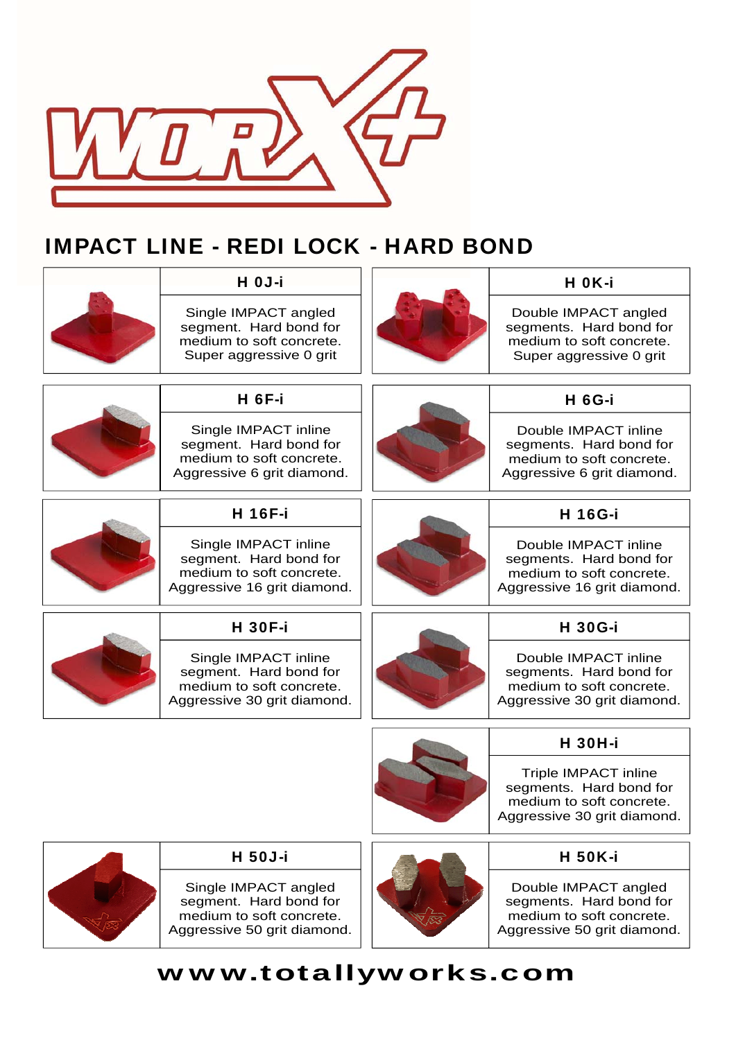WORX+

## IMPACT LINE - REDI LOCK - HARD BOND

### H 0J-i

Single IMPACT angled segment. Hard bond for medium to soft concrete. Super aggressive 0 grit

### H 0K-i

Double IMPACT angled segments. Hard bond for medium to soft concrete. Super aggressive 0 grit

### H 6F-i

Single IMPACT inline segment. Hard bond for medium to soft concrete. Aggressive 6 grit diamond.

### H 6G-i

Double IMPACT inline segments. Hard bond for medium to soft concrete. Aggressive 6 grit diamond.

### H 16F-i

Single IMPACT inline segment. Hard bond for medium to soft concrete. Aggressive 16 grit diamond.

### H 16G-i

Double IMPACT inline segments. Hard bond for medium to soft concrete. Aggressive 16 grit diamond.

### H 30F-i

Single IMPACT inline segment. Hard bond for medium to soft concrete. Aggressive 30 grit diamond.

### H 30G-i

Double IMPACT inline segments. Hard bond for medium to soft concrete. Aggressive 30 grit diamond.

### H 30H-i

Triple IMPACT inline segments. Hard bond for medium to soft concrete. Aggressive 30 grit diamond.

### H 50J-i

Single IMPACT angled segment. Hard bond for medium to soft concrete. Aggressive 50 grit diamond.

### H 50K-i

Double IMPACT angled segments. Hard bond for medium to soft concrete. Aggressive 50 grit diamond.

**www.totallyworks.com**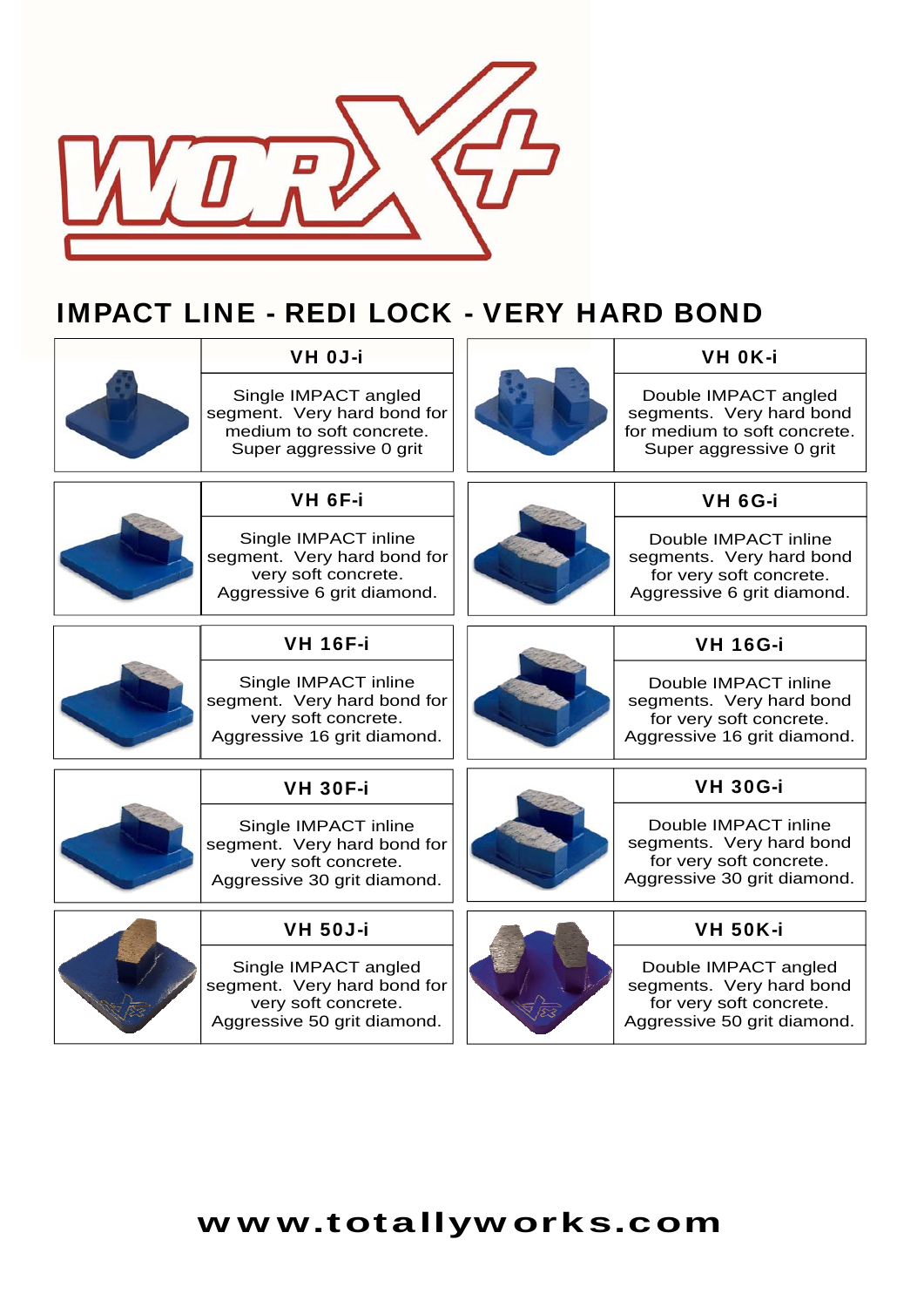# IMPACT LINE - REDI LOCK - VERY HARD BOND

| Product | Description | Product | Description |
|---|---|---|---|
| VH 0J-i | Single IMPACT angled segment. Very hard bond for medium to soft concrete. Super aggressive 0 grit | VH 0K-i | Double IMPACT angled segments. Very hard bond for medium to soft concrete. Super aggressive 0 grit |
| VH 6F-i | Single IMPACT inline segment. Very hard bond for very soft concrete. Aggressive 6 grit diamond. | VH 6G-i | Double IMPACT inline segments. Very hard bond for very soft concrete. Aggressive 6 grit diamond. |
| VH 16F-i | Single IMPACT inline segment. Very hard bond for very soft concrete. Aggressive 16 grit diamond. | VH 16G-i | Double IMPACT inline segments. Very hard bond for very soft concrete. Aggressive 16 grit diamond. |
| VH 30F-i | Single IMPACT inline segment. Very hard bond for very soft concrete. Aggressive 30 grit diamond. | VH 30G-i | Double IMPACT inline segments. Very hard bond for very soft concrete. Aggressive 30 grit diamond. |
| VH 50J-i | Single IMPACT angled segment. Very hard bond for very soft concrete. Aggressive 50 grit diamond. | VH 50K-i | Double IMPACT angled segments. Very hard bond for very soft concrete. Aggressive 50 grit diamond. |

**www.totallyworks.com**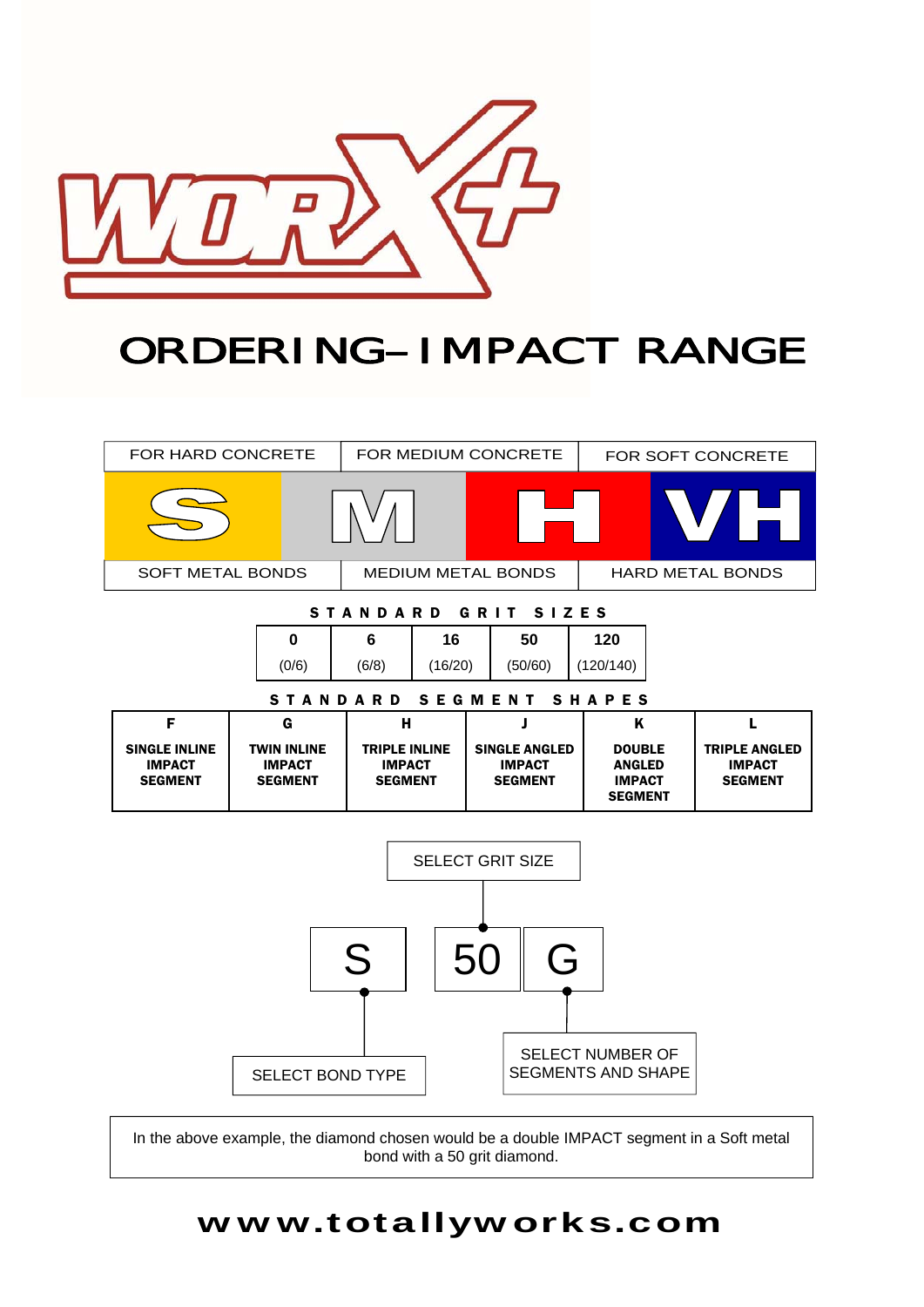WORX+

# ORDERING– IMPACT RANGE

| FOR HARD CONCRETE | FOR MEDIUM CONCRETE | FOR SOFT CONCRETE | |
|---|---|---|---|
| S | M | H | VH |
| SOFT METAL BONDS | MEDIUM METAL BONDS | HARD METAL BONDS | |

**STANDARD GRIT SIZES**

| 0 | 6 | 16 | 50 | 120 |
|---|---|---|---|---|
| (0/6) | (6/8) | (16/20) | (50/60) | (120/140) |

**STANDARD SEGMENT SHAPES**

| F | G | H | J | K | L |
|---|---|---|---|---|---|
| SINGLE INLINE IMPACT SEGMENT | TWIN INLINE IMPACT SEGMENT | TRIPLE INLINE IMPACT SEGMENT | SINGLE ANGLED IMPACT SEGMENT | DOUBLE ANGLED IMPACT SEGMENT | TRIPLE ANGLED IMPACT SEGMENT |

SELECT GRIT SIZE

S | 50 | G

SELECT BOND TYPE

SELECT NUMBER OF SEGMENTS AND SHAPE

In the above example, the diamond chosen would be a double IMPACT segment in a Soft metal bond with a 50 grit diamond.

**www.totallyworks.com**